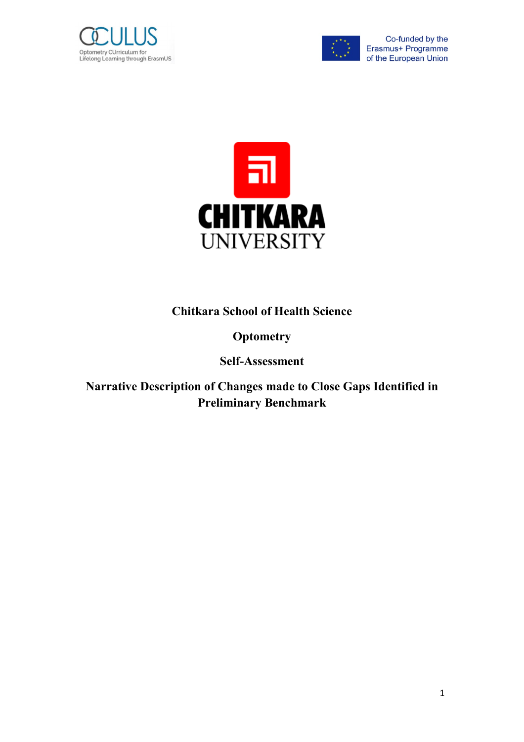OCULUS

Optometry CUrriculum for Lifelong Learning through ErasmUS

Co-funded by the Erasmus+ Programme of the European Union

CHITKARA UNIVERSITY

# Chitkara School of Health Science

## Optometry

## Self-Assessment

## Narrative Description of Changes made to Close Gaps Identified in Preliminary Benchmark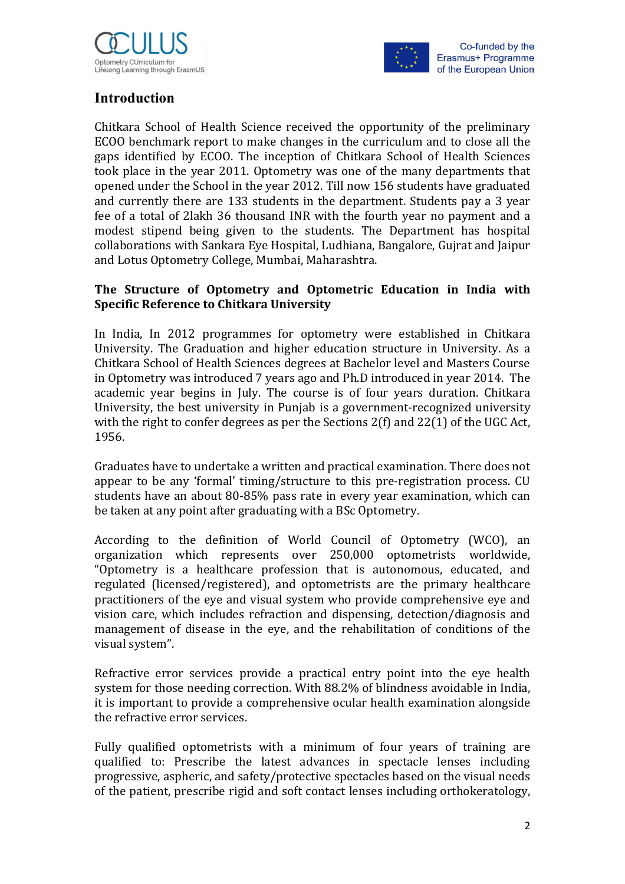## Introduction

Chitkara School of Health Science received the opportunity of the preliminary ECOO benchmark report to make changes in the curriculum and to close all the gaps identified by ECOO. The inception of Chitkara School of Health Sciences took place in the year 2011. Optometry was one of the many departments that opened under the School in the year 2012. Till now 156 students have graduated and currently there are 133 students in the department. Students pay a 3 year fee of a total of 2lakh 36 thousand INR with the fourth year no payment and a modest stipend being given to the students. The Department has hospital collaborations with Sankara Eye Hospital, Ludhiana, Bangalore, Gujrat and Jaipur and Lotus Optometry College, Mumbai, Maharashtra.

### The Structure of Optometry and Optometric Education in India with Specific Reference to Chitkara University

In India, In 2012 programmes for optometry were established in Chitkara University. The Graduation and higher education structure in University. As a Chitkara School of Health Sciences degrees at Bachelor level and Masters Course in Optometry was introduced 7 years ago and Ph.D introduced in year 2014. The academic year begins in July. The course is of four years duration. Chitkara University, the best university in Punjab is a government-recognized university with the right to confer degrees as per the Sections 2(f) and 22(1) of the UGC Act, 1956.

Graduates have to undertake a written and practical examination. There does not appear to be any 'formal' timing/structure to this pre-registration process. CU students have an about 80-85% pass rate in every year examination, which can be taken at any point after graduating with a BSc Optometry.

According to the definition of World Council of Optometry (WCO), an organization which represents over 250,000 optometrists worldwide, "Optometry is a healthcare profession that is autonomous, educated, and regulated (licensed/registered), and optometrists are the primary healthcare practitioners of the eye and visual system who provide comprehensive eye and vision care, which includes refraction and dispensing, detection/diagnosis and management of disease in the eye, and the rehabilitation of conditions of the visual system".

Refractive error services provide a practical entry point into the eye health system for those needing correction. With 88.2% of blindness avoidable in India, it is important to provide a comprehensive ocular health examination alongside the refractive error services.

Fully qualified optometrists with a minimum of four years of training are qualified to: Prescribe the latest advances in spectacle lenses including progressive, aspheric, and safety/protective spectacles based on the visual needs of the patient, prescribe rigid and soft contact lenses including orthokeratology,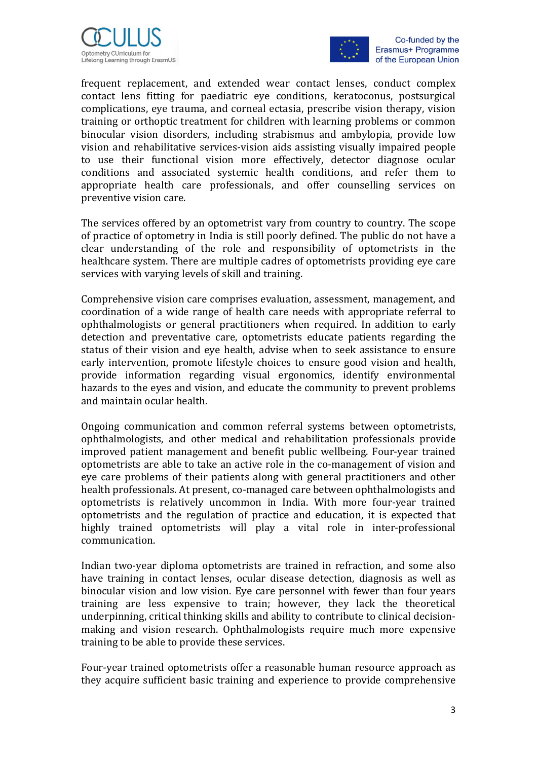frequent replacement, and extended wear contact lenses, conduct complex contact lens fitting for paediatric eye conditions, keratoconus, postsurgical complications, eye trauma, and corneal ectasia, prescribe vision therapy, vision training or orthoptic treatment for children with learning problems or common binocular vision disorders, including strabismus and ambylopia, provide low vision and rehabilitative services-vision aids assisting visually impaired people to use their functional vision more effectively, detector diagnose ocular conditions and associated systemic health conditions, and refer them to appropriate health care professionals, and offer counselling services on preventive vision care.

The services offered by an optometrist vary from country to country. The scope of practice of optometry in India is still poorly defined. The public do not have a clear understanding of the role and responsibility of optometrists in the healthcare system. There are multiple cadres of optometrists providing eye care services with varying levels of skill and training.

Comprehensive vision care comprises evaluation, assessment, management, and coordination of a wide range of health care needs with appropriate referral to ophthalmologists or general practitioners when required. In addition to early detection and preventative care, optometrists educate patients regarding the status of their vision and eye health, advise when to seek assistance to ensure early intervention, promote lifestyle choices to ensure good vision and health, provide information regarding visual ergonomics, identify environmental hazards to the eyes and vision, and educate the community to prevent problems and maintain ocular health.

Ongoing communication and common referral systems between optometrists, ophthalmologists, and other medical and rehabilitation professionals provide improved patient management and benefit public wellbeing. Four-year trained optometrists are able to take an active role in the co-management of vision and eye care problems of their patients along with general practitioners and other health professionals. At present, co-managed care between ophthalmologists and optometrists is relatively uncommon in India. With more four-year trained optometrists and the regulation of practice and education, it is expected that highly trained optometrists will play a vital role in inter-professional communication.

Indian two-year diploma optometrists are trained in refraction, and some also have training in contact lenses, ocular disease detection, diagnosis as well as binocular vision and low vision. Eye care personnel with fewer than four years training are less expensive to train; however, they lack the theoretical underpinning, critical thinking skills and ability to contribute to clinical decision-making and vision research. Ophthalmologists require much more expensive training to be able to provide these services.

Four-year trained optometrists offer a reasonable human resource approach as they acquire sufficient basic training and experience to provide comprehensive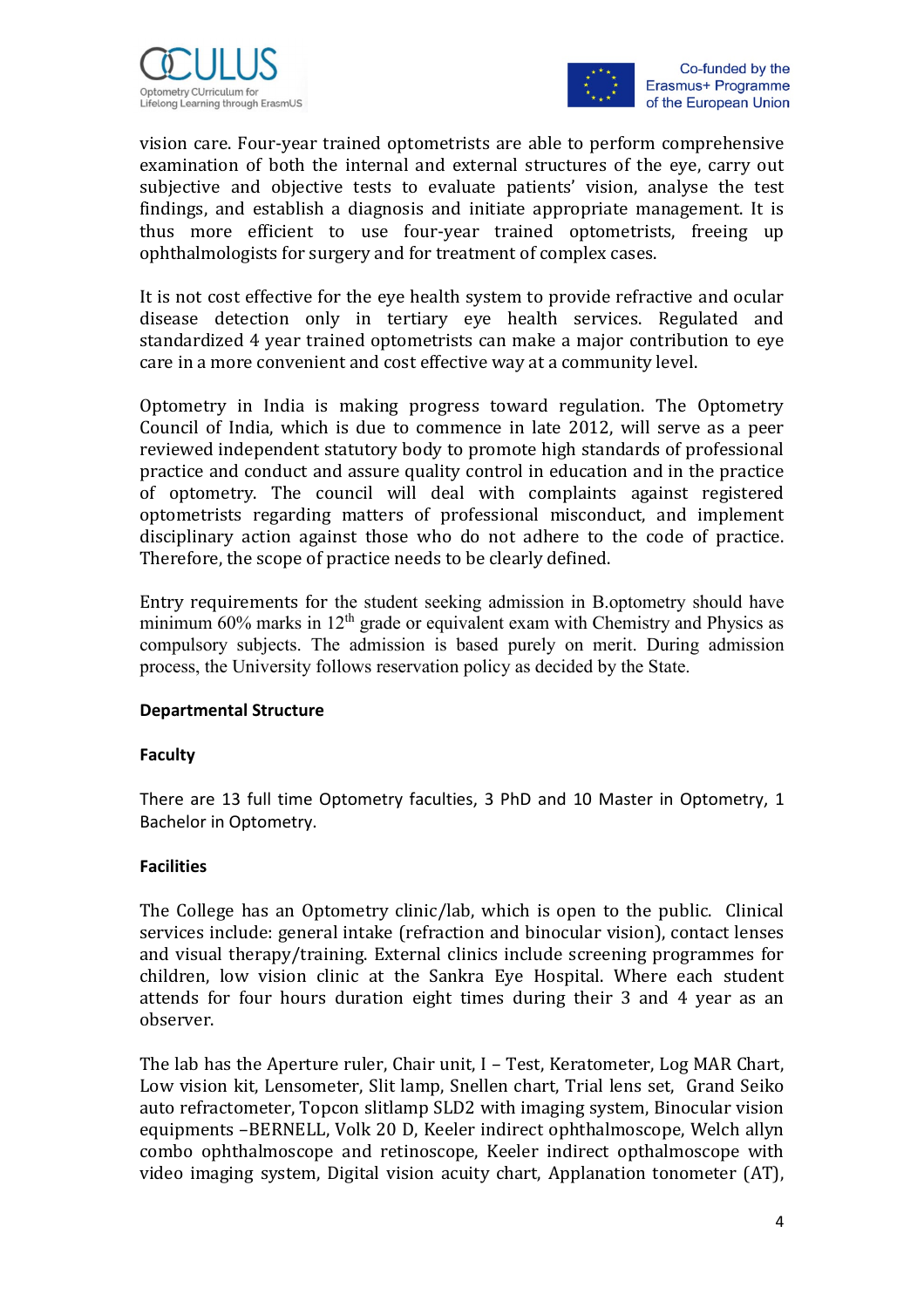vision care. Four-year trained optometrists are able to perform comprehensive examination of both the internal and external structures of the eye, carry out subjective and objective tests to evaluate patients' vision, analyse the test findings, and establish a diagnosis and initiate appropriate management. It is thus more efficient to use four-year trained optometrists, freeing up ophthalmologists for surgery and for treatment of complex cases.

It is not cost effective for the eye health system to provide refractive and ocular disease detection only in tertiary eye health services. Regulated and standardized 4 year trained optometrists can make a major contribution to eye care in a more convenient and cost effective way at a community level.

Optometry in India is making progress toward regulation. The Optometry Council of India, which is due to commence in late 2012, will serve as a peer reviewed independent statutory body to promote high standards of professional practice and conduct and assure quality control in education and in the practice of optometry. The council will deal with complaints against registered optometrists regarding matters of professional misconduct, and implement disciplinary action against those who do not adhere to the code of practice. Therefore, the scope of practice needs to be clearly defined.

Entry requirements for the student seeking admission in B.optometry should have minimum 60% marks in 12th grade or equivalent exam with Chemistry and Physics as compulsory subjects. The admission is based purely on merit. During admission process, the University follows reservation policy as decided by the State.

**Departmental Structure**

**Faculty**

There are 13 full time Optometry faculties, 3 PhD and 10 Master in Optometry, 1 Bachelor in Optometry.

**Facilities**

The College has an Optometry clinic/lab, which is open to the public. Clinical services include: general intake (refraction and binocular vision), contact lenses and visual therapy/training. External clinics include screening programmes for children, low vision clinic at the Sankra Eye Hospital. Where each student attends for four hours duration eight times during their 3 and 4 year as an observer.

The lab has the Aperture ruler, Chair unit, I – Test, Keratometer, Log MAR Chart, Low vision kit, Lensometer, Slit lamp, Snellen chart, Trial lens set, Grand Seiko auto refractometer, Topcon slitlamp SLD2 with imaging system, Binocular vision equipments –BERNELL, Volk 20 D, Keeler indirect ophthalmoscope, Welch allyn combo ophthalmoscope and retinoscope, Keeler indirect opthalmoscope with video imaging system, Digital vision acuity chart, Applanation tonometer (AT),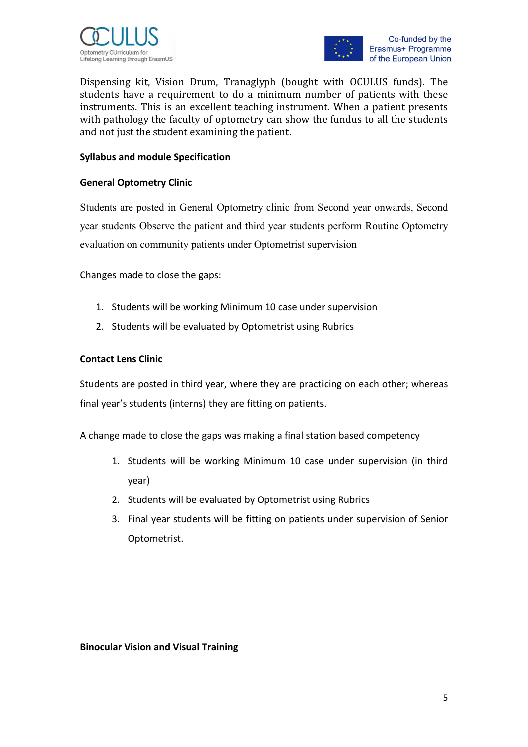Dispensing kit, Vision Drum, Tranaglyph (bought with OCULUS funds). The students have a requirement to do a minimum number of patients with these instruments. This is an excellent teaching instrument. When a patient presents with pathology the faculty of optometry can show the fundus to all the students and not just the student examining the patient.

**Syllabus and module Specification**

**General Optometry Clinic**

Students are posted in General Optometry clinic from Second year onwards, Second year students Observe the patient and third year students perform Routine Optometry evaluation on community patients under Optometrist supervision

Changes made to close the gaps:

1. Students will be working Minimum 10 case under supervision
2. Students will be evaluated by Optometrist using Rubrics

**Contact Lens Clinic**

Students are posted in third year, where they are practicing on each other; whereas final year's students (interns) they are fitting on patients.

A change made to close the gaps was making a final station based competency

1. Students will be working Minimum 10 case under supervision (in third year)
2. Students will be evaluated by Optometrist using Rubrics
3. Final year students will be fitting on patients under supervision of Senior Optometrist.

**Binocular Vision and Visual Training**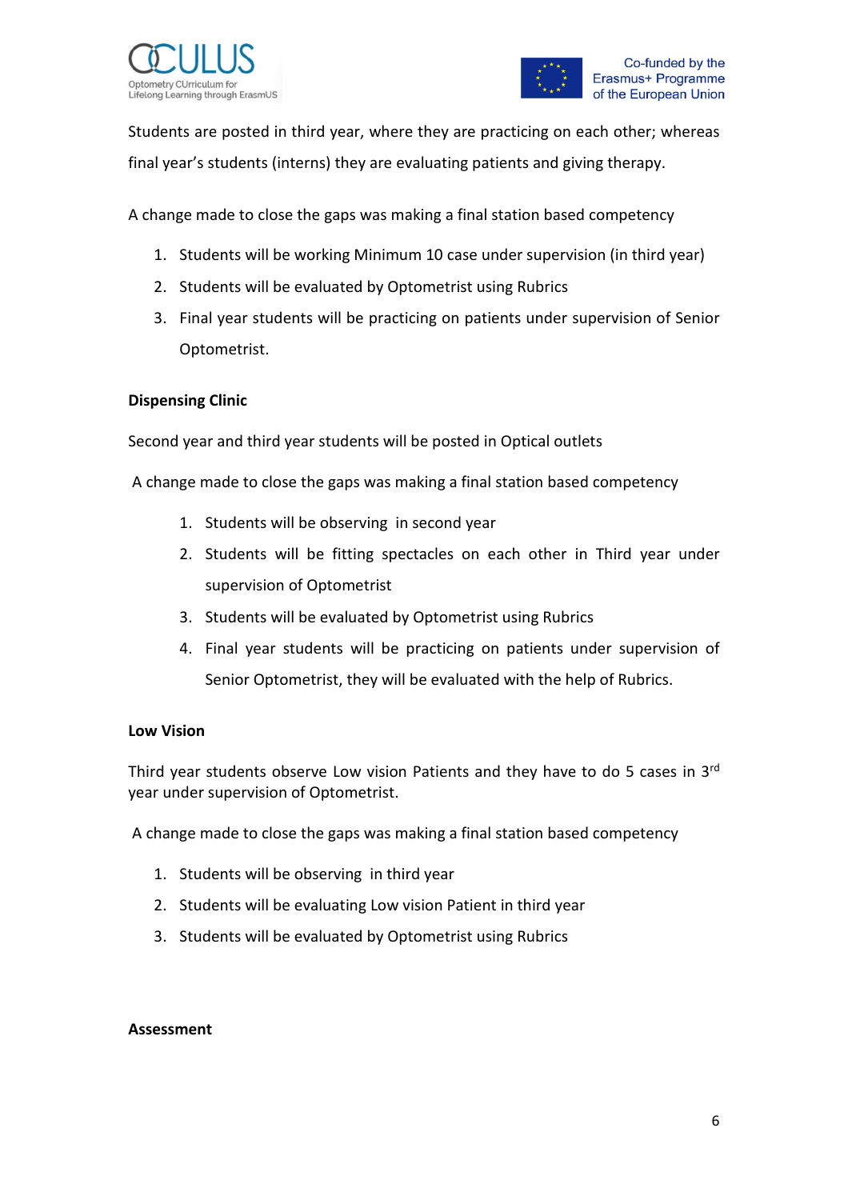Students are posted in third year, where they are practicing on each other; whereas final year's students (interns) they are evaluating patients and giving therapy.

A change made to close the gaps was making a final station based competency

1. Students will be working Minimum 10 case under supervision (in third year)
2. Students will be evaluated by Optometrist using Rubrics
3. Final year students will be practicing on patients under supervision of Senior Optometrist.

**Dispensing Clinic**

Second year and third year students will be posted in Optical outlets

A change made to close the gaps was making a final station based competency

1. Students will be observing in second year
2. Students will be fitting spectacles on each other in Third year under supervision of Optometrist
3. Students will be evaluated by Optometrist using Rubrics
4. Final year students will be practicing on patients under supervision of Senior Optometrist, they will be evaluated with the help of Rubrics.

**Low Vision**

Third year students observe Low vision Patients and they have to do 5 cases in 3rd year under supervision of Optometrist.

A change made to close the gaps was making a final station based competency

1. Students will be observing in third year
2. Students will be evaluating Low vision Patient in third year
3. Students will be evaluated by Optometrist using Rubrics

**Assessment**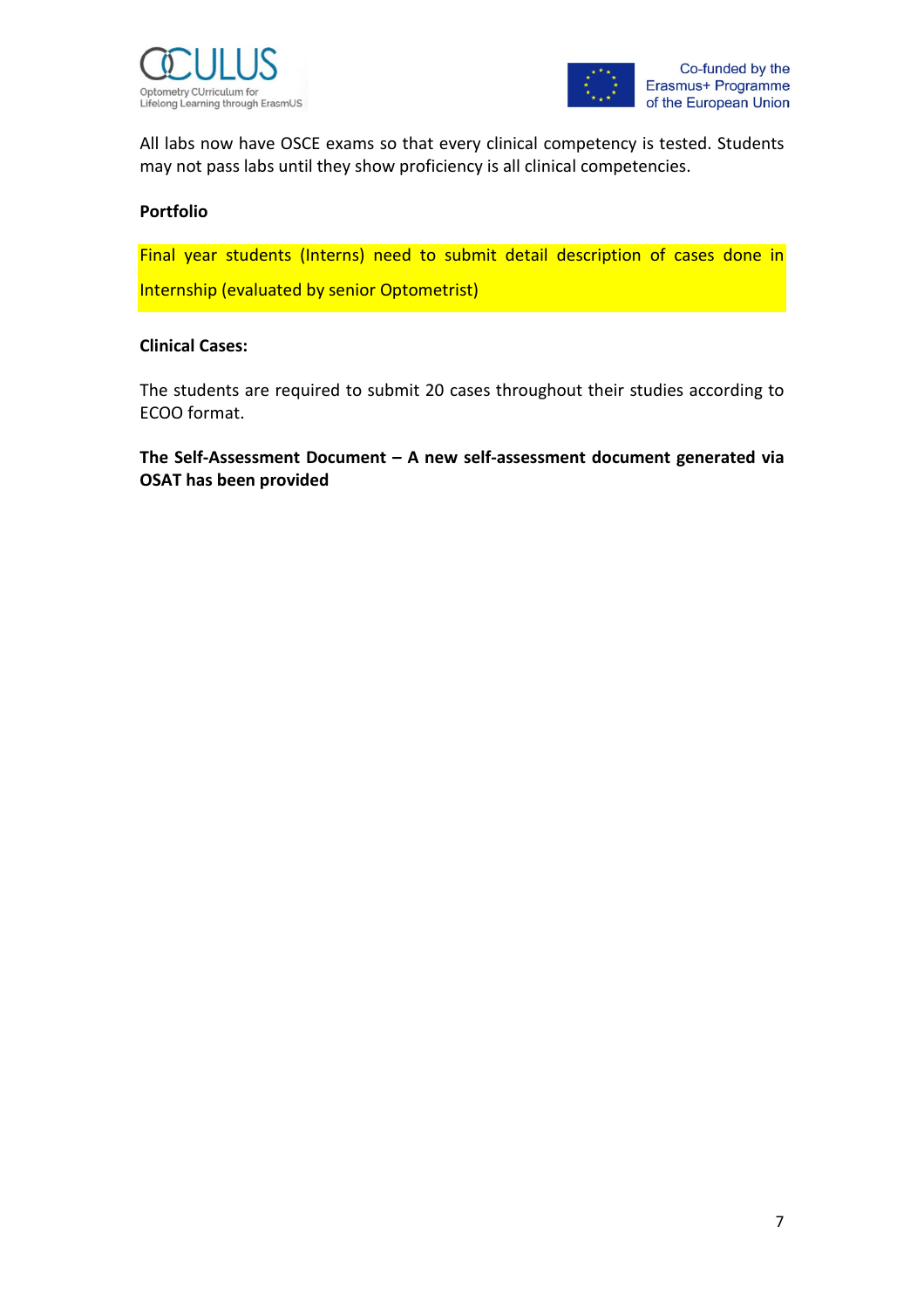All labs now have OSCE exams so that every clinical competency is tested. Students may not pass labs until they show proficiency is all clinical competencies.

**Portfolio**

Final year students (Interns) need to submit detail description of cases done in Internship (evaluated by senior Optometrist)

**Clinical Cases:**

The students are required to submit 20 cases throughout their studies according to ECOO format.

**The Self-Assessment Document – A new self-assessment document generated via OSAT has been provided**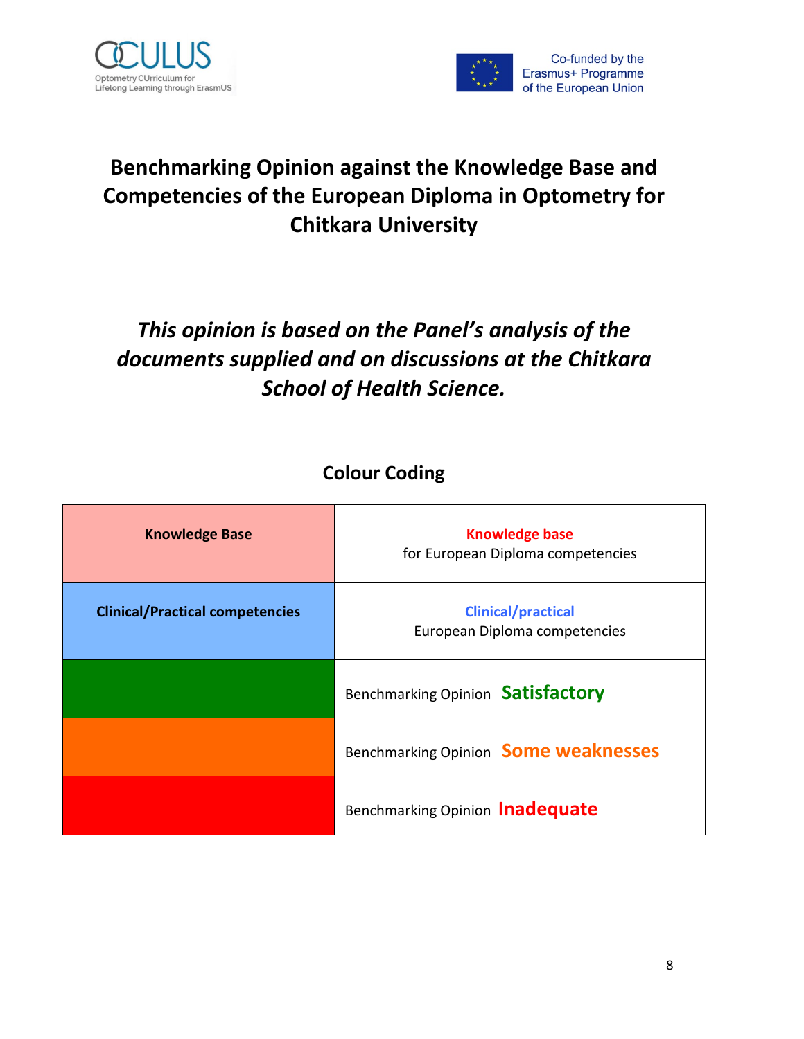# Benchmarking Opinion against the Knowledge Base and Competencies of the European Diploma in Optometry for Chitkara University

***This opinion is based on the Panel's analysis of the documents supplied and on discussions at the Chitkara School of Health Science.***

## Colour Coding

| | |
|---|---|
| **Knowledge Base** | **Knowledge base** for European Diploma competencies |
| **Clinical/Practical competencies** | **Clinical/practical** European Diploma competencies |
| | Benchmarking Opinion **Satisfactory** |
| | Benchmarking Opinion **Some weaknesses** |
| | Benchmarking Opinion **Inadequate** |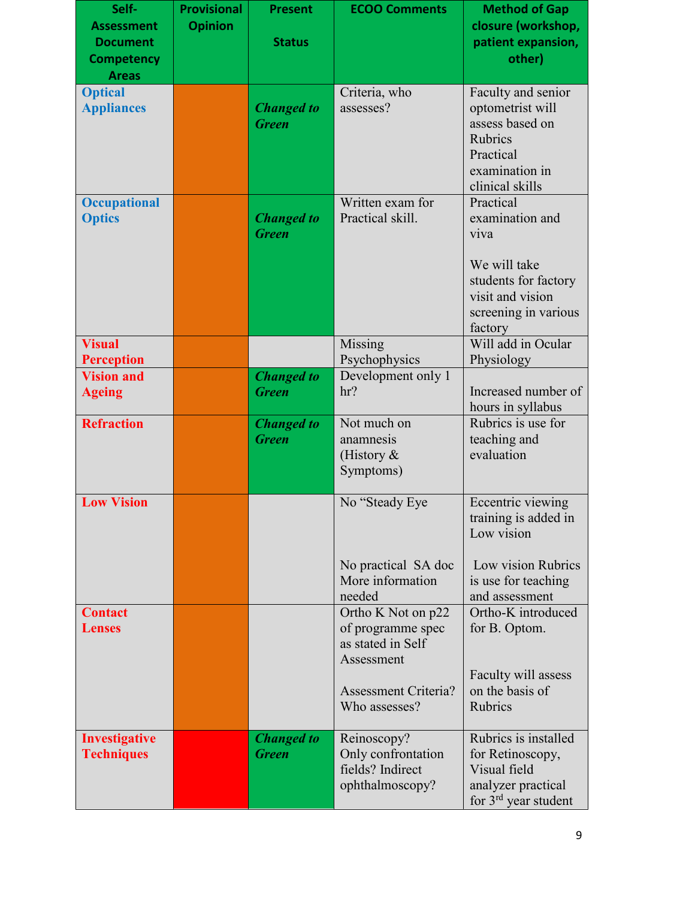| Self-Assessment Document Competency Areas | Provisional Opinion | Present Status | ECOO Comments | Method of Gap closure (workshop, patient expansion, other) |
|---|---|---|---|---|
| **Optical Appliances** | | ***Changed to Green*** | Criteria, who assesses? | Faculty and senior optometrist will assess based on Rubrics Practical examination in clinical skills |
| **Occupational Optics** | | ***Changed to Green*** | Written exam for Practical skill. | Practical examination and viva<br><br>We will take students for factory visit and vision screening in various factory |
| **Visual Perception** | | | Missing Psychophysics | Will add in Ocular Physiology |
| **Vision and Ageing** | | ***Changed to Green*** | Development only 1 hr? | Increased number of hours in syllabus |
| **Refraction** | | ***Changed to Green*** | Not much on anamnesis (History & Symptoms) | Rubrics is use for teaching and evaluation |
| **Low Vision** | | | No "Steady Eye<br><br>No practical SA doc More information needed | Eccentric viewing training is added in Low vision<br><br>Low vision Rubrics is use for teaching and assessment |
| **Contact Lenses** | | | Ortho K Not on p22 of programme spec as stated in Self Assessment<br><br>Assessment Criteria? Who assesses? | Ortho-K introduced for B. Optom.<br><br>Faculty will assess on the basis of Rubrics |
| **Investigative Techniques** | | ***Changed to Green*** | Reinoscopy? Only confrontation fields? Indirect ophthalmoscopy? | Rubrics is installed for Retinoscopy, Visual field analyzer practical for 3rd year student |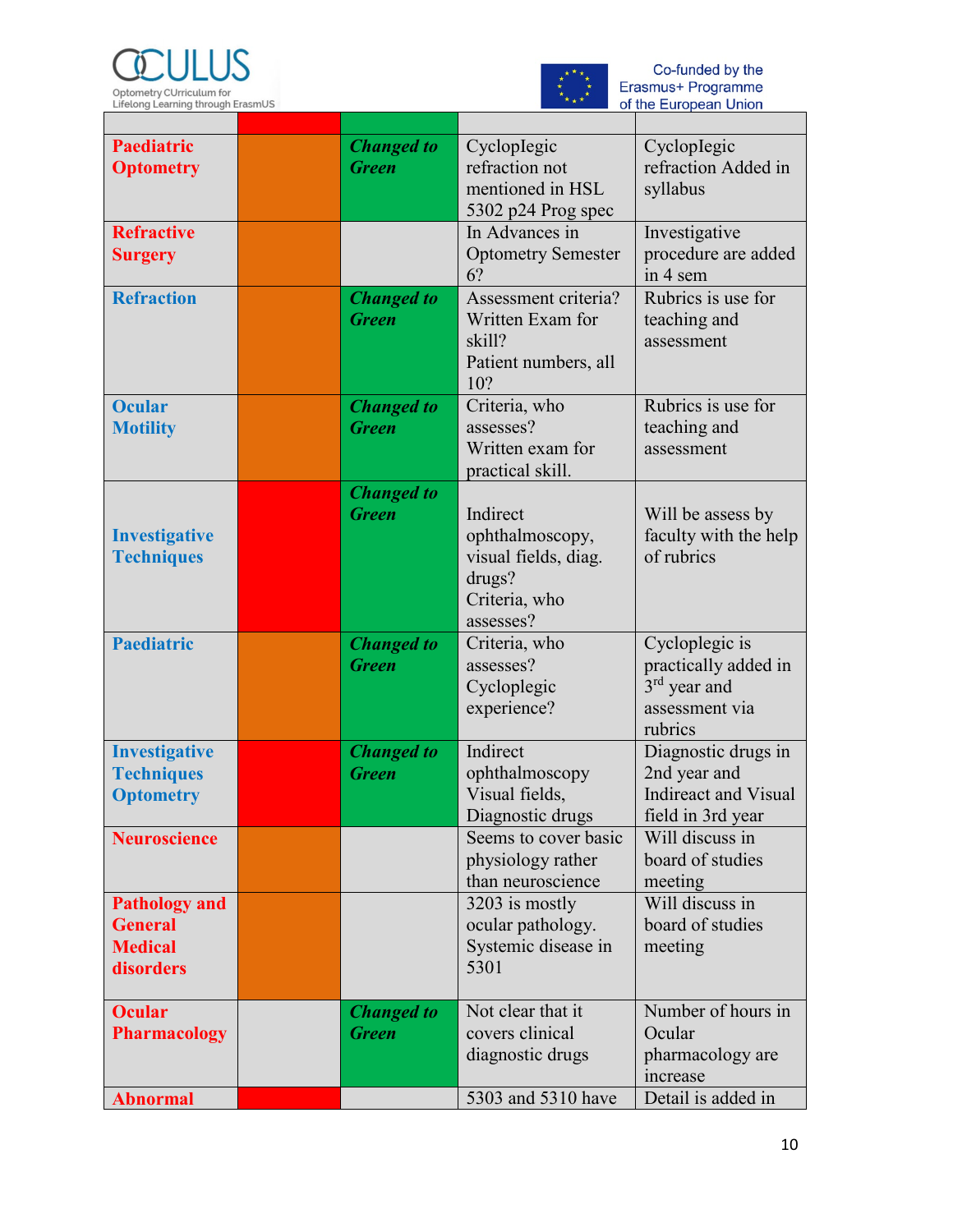| | | | | |
|---|---|---|---|---|
| **Paediatric Optometry** | | ***Changed to Green*** | Cycloplegic refraction not mentioned in HSL 5302 p24 Prog spec | Cycloplegic refraction Added in syllabus |
| **Refractive Surgery** | | | In Advances in Optometry Semester 6? | Investigative procedure are added in 4 sem |
| **Refraction** | | ***Changed to Green*** | Assessment criteria? Written Exam for skill? Patient numbers, all 10? | Rubrics is use for teaching and assessment |
| **Ocular Motility** | | ***Changed to Green*** | Criteria, who assesses? Written exam for practical skill. | Rubrics is use for teaching and assessment |
| **Investigative Techniques** | | ***Changed to Green*** | Indirect ophthalmoscopy, visual fields, diag. drugs? Criteria, who assesses? | Will be assess by faculty with the help of rubrics |
| **Paediatric** | | ***Changed to Green*** | Criteria, who assesses? Cycloplegic experience? | Cycloplegic is practically added in 3rd year and assessment via rubrics |
| **Investigative Techniques Optometry** | | ***Changed to Green*** | Indirect ophthalmoscopy Visual fields, Diagnostic drugs | Diagnostic drugs in 2nd year and Indireact and Visual field in 3rd year |
| **Neuroscience** | | | Seems to cover basic physiology rather than neuroscience | Will discuss in board of studies meeting |
| **Pathology and General Medical disorders** | | | 3203 is mostly ocular pathology. Systemic disease in 5301 | Will discuss in board of studies meeting |
| **Ocular Pharmacology** | | ***Changed to Green*** | Not clear that it covers clinical diagnostic drugs | Number of hours in Ocular pharmacology are increase |
| **Abnormal** | | | 5303 and 5310 have | Detail is added in |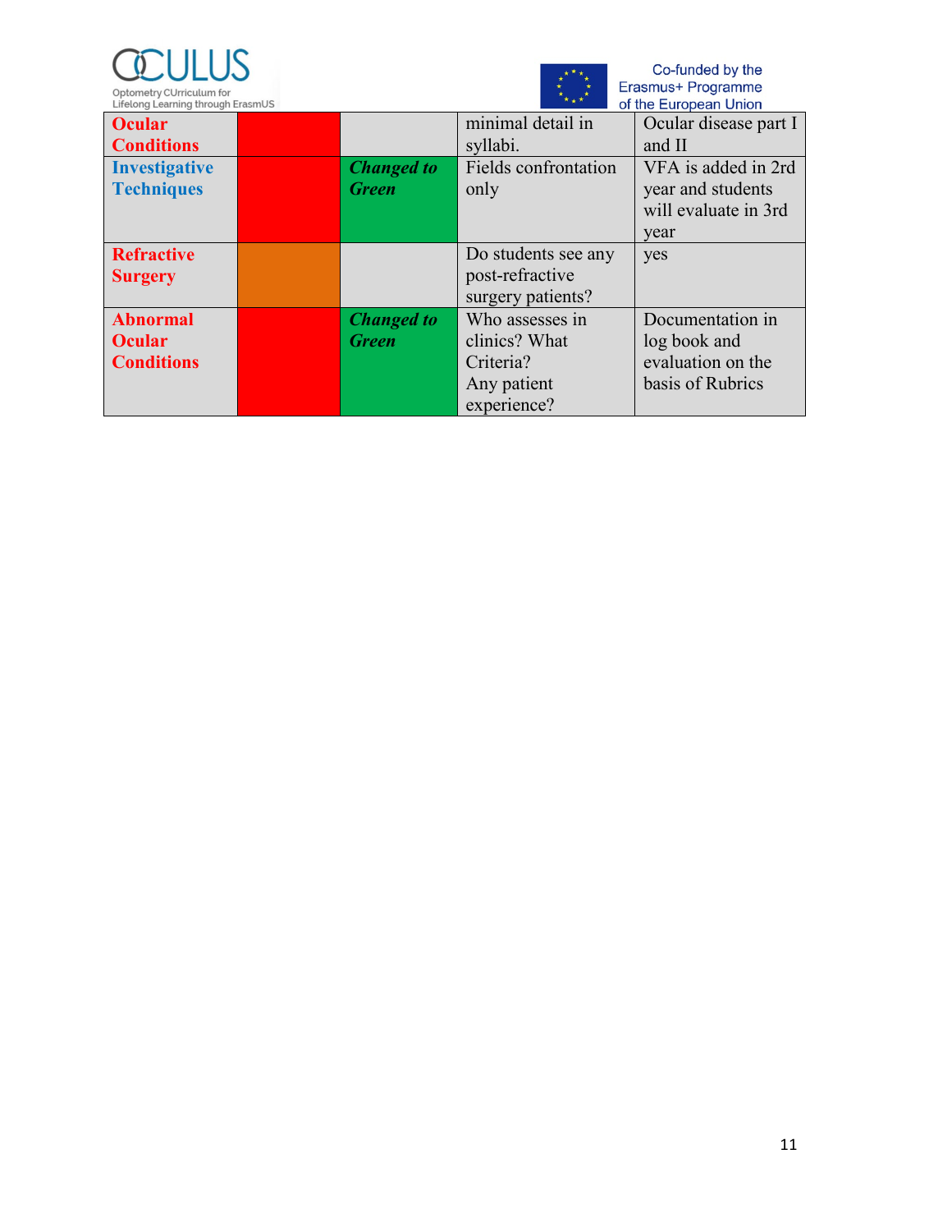| Ocular Conditions | | | minimal detail in syllabi. | Ocular disease part I and II |
|---|---|---|---|---|
| Investigative Techniques | | *Changed to Green* | Fields confrontation only | VFA is added in 2rd year and students will evaluate in 3rd year |
| Refractive Surgery | | | Do students see any post-refractive surgery patients? | yes |
| Abnormal Ocular Conditions | | *Changed to Green* | Who assesses in clinics? What Criteria? Any patient experience? | Documentation in log book and evaluation on the basis of Rubrics |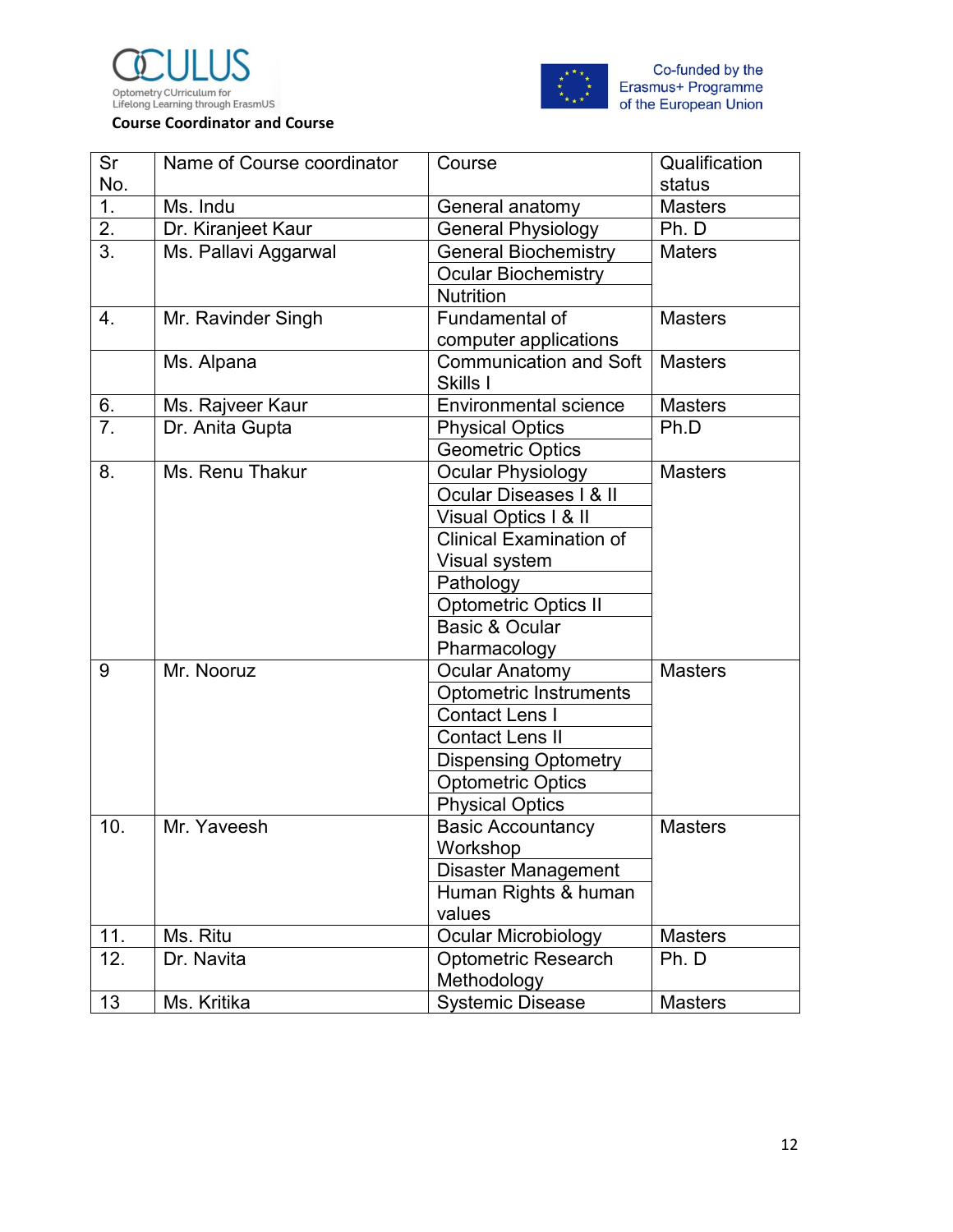**Course Coordinator and Course**

| Sr No. | Name of Course coordinator | Course | Qualification status |
|---|---|---|---|
| 1. | Ms. Indu | General anatomy | Masters |
| 2. | Dr. Kiranjeet Kaur | General Physiology | Ph. D |
| 3. | Ms. Pallavi Aggarwal | General Biochemistry | Maters |
| | | Ocular Biochemistry | |
| | | Nutrition | |
| 4. | Mr. Ravinder Singh | Fundamental of computer applications | Masters |
| | Ms. Alpana | Communication and Soft Skills I | Masters |
| 6. | Ms. Rajveer Kaur | Environmental science | Masters |
| 7. | Dr. Anita Gupta | Physical Optics | Ph.D |
| | | Geometric Optics | |
| 8. | Ms. Renu Thakur | Ocular Physiology | Masters |
| | | Ocular Diseases I & II | |
| | | Visual Optics I & II | |
| | | Clinical Examination of Visual system | |
| | | Pathology | |
| | | Optometric Optics II | |
| | | Basic & Ocular Pharmacology | |
| 9 | Mr. Nooruz | Ocular Anatomy | Masters |
| | | Optometric Instruments | |
| | | Contact Lens I | |
| | | Contact Lens II | |
| | | Dispensing Optometry | |
| | | Optometric Optics | |
| | | Physical Optics | |
| 10. | Mr. Yaveesh | Basic Accountancy Workshop | Masters |
| | | Disaster Management | |
| | | Human Rights & human values | |
| 11. | Ms. Ritu | Ocular Microbiology | Masters |
| 12. | Dr. Navita | Optometric Research Methodology | Ph. D |
| 13 | Ms. Kritika | Systemic Disease | Masters |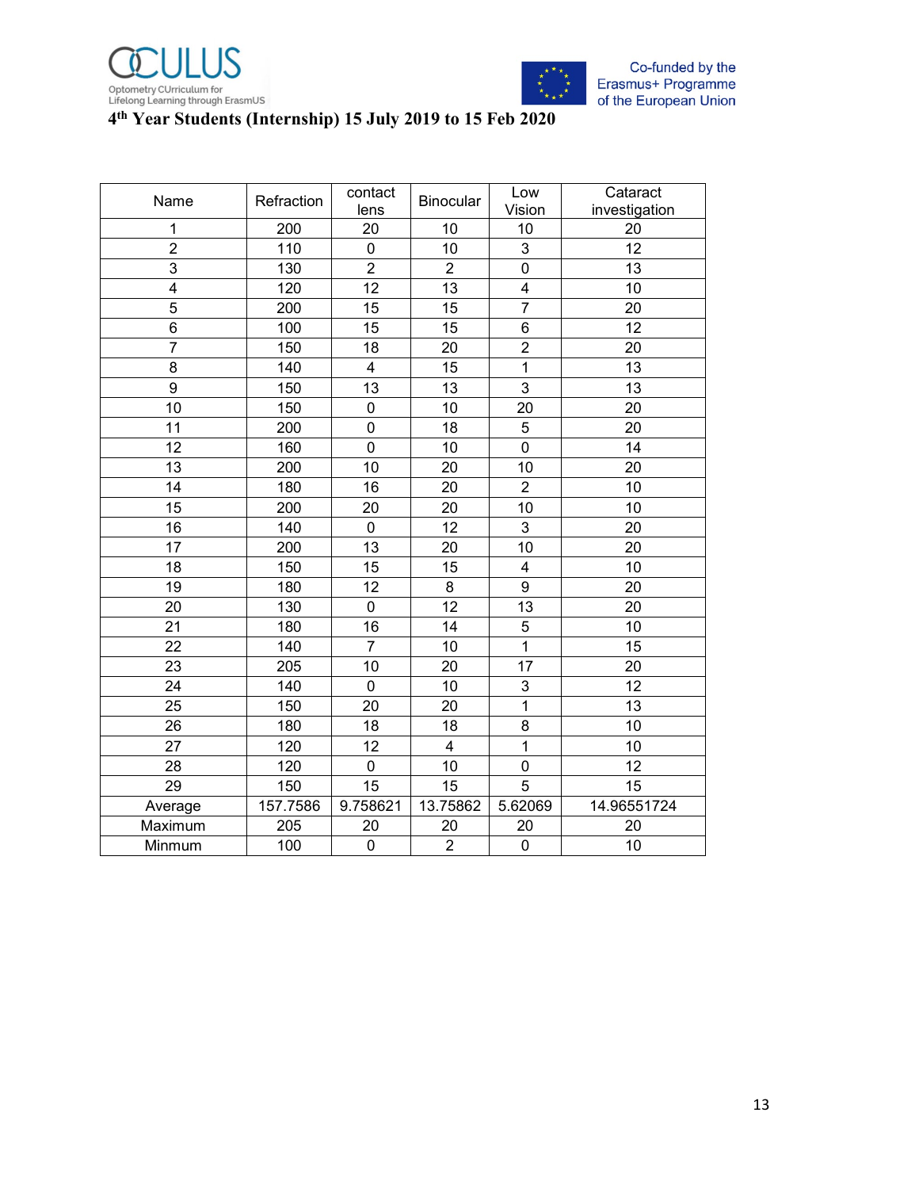OCULUS
Optometry CUrriculum for Lifelong Learning through ErasmUS

Co-funded by the Erasmus+ Programme of the European Union

**4th Year Students (Internship) 15 July 2019 to 15 Feb 2020**

| Name | Refraction | contact lens | Binocular | Low Vision | Cataract investigation |
|---|---|---|---|---|---|
| 1 | 200 | 20 | 10 | 10 | 20 |
| 2 | 110 | 0 | 10 | 3 | 12 |
| 3 | 130 | 2 | 2 | 0 | 13 |
| 4 | 120 | 12 | 13 | 4 | 10 |
| 5 | 200 | 15 | 15 | 7 | 20 |
| 6 | 100 | 15 | 15 | 6 | 12 |
| 7 | 150 | 18 | 20 | 2 | 20 |
| 8 | 140 | 4 | 15 | 1 | 13 |
| 9 | 150 | 13 | 13 | 3 | 13 |
| 10 | 150 | 0 | 10 | 20 | 20 |
| 11 | 200 | 0 | 18 | 5 | 20 |
| 12 | 160 | 0 | 10 | 0 | 14 |
| 13 | 200 | 10 | 20 | 10 | 20 |
| 14 | 180 | 16 | 20 | 2 | 10 |
| 15 | 200 | 20 | 20 | 10 | 10 |
| 16 | 140 | 0 | 12 | 3 | 20 |
| 17 | 200 | 13 | 20 | 10 | 20 |
| 18 | 150 | 15 | 15 | 4 | 10 |
| 19 | 180 | 12 | 8 | 9 | 20 |
| 20 | 130 | 0 | 12 | 13 | 20 |
| 21 | 180 | 16 | 14 | 5 | 10 |
| 22 | 140 | 7 | 10 | 1 | 15 |
| 23 | 205 | 10 | 20 | 17 | 20 |
| 24 | 140 | 0 | 10 | 3 | 12 |
| 25 | 150 | 20 | 20 | 1 | 13 |
| 26 | 180 | 18 | 18 | 8 | 10 |
| 27 | 120 | 12 | 4 | 1 | 10 |
| 28 | 120 | 0 | 10 | 0 | 12 |
| 29 | 150 | 15 | 15 | 5 | 15 |
| Average | 157.7586 | 9.758621 | 13.75862 | 5.62069 | 14.96551724 |
| Maximum | 205 | 20 | 20 | 20 | 20 |
| Minmum | 100 | 0 | 2 | 0 | 10 |